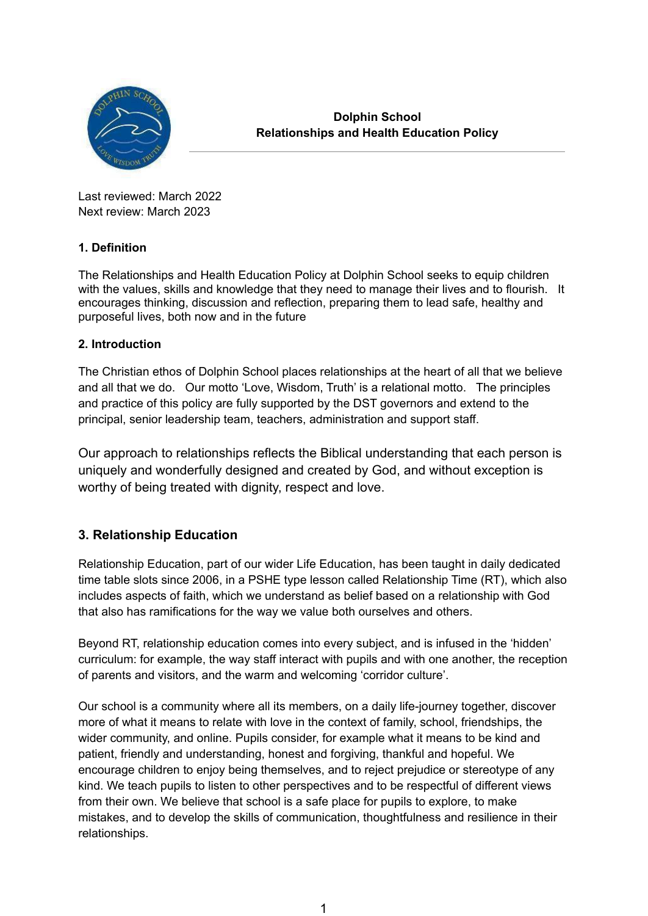# Dolphin School
## Relationships and Health Education Policy

Last reviewed: March 2022
Next review: March 2023

### 1. Definition

The Relationships and Health Education Policy at Dolphin School seeks to equip children with the values, skills and knowledge that they need to manage their lives and to flourish. It encourages thinking, discussion and reflection, preparing them to lead safe, healthy and purposeful lives, both now and in the future

### 2. Introduction

The Christian ethos of Dolphin School places relationships at the heart of all that we believe and all that we do. Our motto 'Love, Wisdom, Truth' is a relational motto. The principles and practice of this policy are fully supported by the DST governors and extend to the principal, senior leadership team, teachers, administration and support staff.

Our approach to relationships reflects the Biblical understanding that each person is uniquely and wonderfully designed and created by God, and without exception is worthy of being treated with dignity, respect and love.

### 3. Relationship Education

Relationship Education, part of our wider Life Education, has been taught in daily dedicated time table slots since 2006, in a PSHE type lesson called Relationship Time (RT), which also includes aspects of faith, which we understand as belief based on a relationship with God that also has ramifications for the way we value both ourselves and others.

Beyond RT, relationship education comes into every subject, and is infused in the 'hidden' curriculum: for example, the way staff interact with pupils and with one another, the reception of parents and visitors, and the warm and welcoming 'corridor culture'.

Our school is a community where all its members, on a daily life-journey together, discover more of what it means to relate with love in the context of family, school, friendships, the wider community, and online. Pupils consider, for example what it means to be kind and patient, friendly and understanding, honest and forgiving, thankful and hopeful. We encourage children to enjoy being themselves, and to reject prejudice or stereotype of any kind. We teach pupils to listen to other perspectives and to be respectful of different views from their own. We believe that school is a safe place for pupils to explore, to make mistakes, and to develop the skills of communication, thoughtfulness and resilience in their relationships.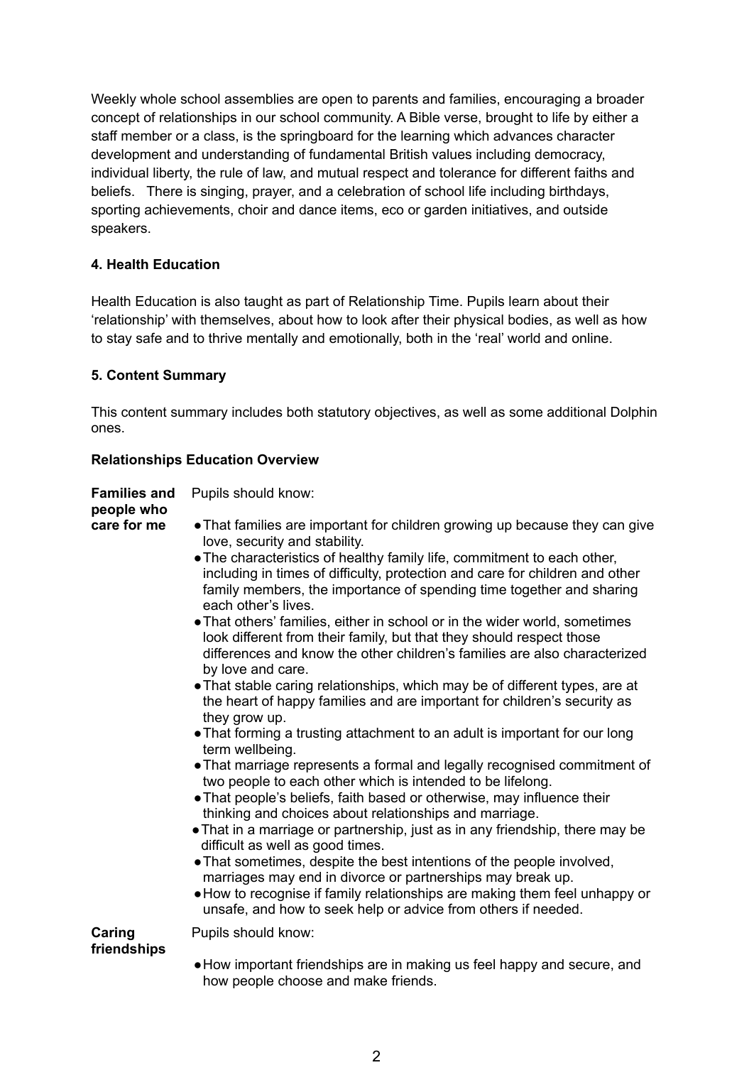Weekly whole school assemblies are open to parents and families, encouraging a broader concept of relationships in our school community. A Bible verse, brought to life by either a staff member or a class, is the springboard for the learning which advances character development and understanding of fundamental British values including democracy, individual liberty, the rule of law, and mutual respect and tolerance for different faiths and beliefs. There is singing, prayer, and a celebration of school life including birthdays, sporting achievements, choir and dance items, eco or garden initiatives, and outside speakers.

### 4. Health Education

Health Education is also taught as part of Relationship Time. Pupils learn about their 'relationship' with themselves, about how to look after their physical bodies, as well as how to stay safe and to thrive mentally and emotionally, both in the 'real' world and online.

### 5. Content Summary

This content summary includes both statutory objectives, as well as some additional Dolphin ones.

**Relationships Education Overview**

**Families and people who care for me**

Pupils should know:

- That families are important for children growing up because they can give love, security and stability.
- The characteristics of healthy family life, commitment to each other, including in times of difficulty, protection and care for children and other family members, the importance of spending time together and sharing each other's lives.
- That others' families, either in school or in the wider world, sometimes look different from their family, but that they should respect those differences and know the other children's families are also characterized by love and care.
- That stable caring relationships, which may be of different types, are at the heart of happy families and are important for children's security as they grow up.
- That forming a trusting attachment to an adult is important for our long term wellbeing.
- That marriage represents a formal and legally recognised commitment of two people to each other which is intended to be lifelong.
- That people's beliefs, faith based or otherwise, may influence their thinking and choices about relationships and marriage.
- That in a marriage or partnership, just as in any friendship, there may be difficult as well as good times.
- That sometimes, despite the best intentions of the people involved, marriages may end in divorce or partnerships may break up.
- How to recognise if family relationships are making them feel unhappy or unsafe, and how to seek help or advice from others if needed.

**Caring friendships**

Pupils should know:

- How important friendships are in making us feel happy and secure, and how people choose and make friends.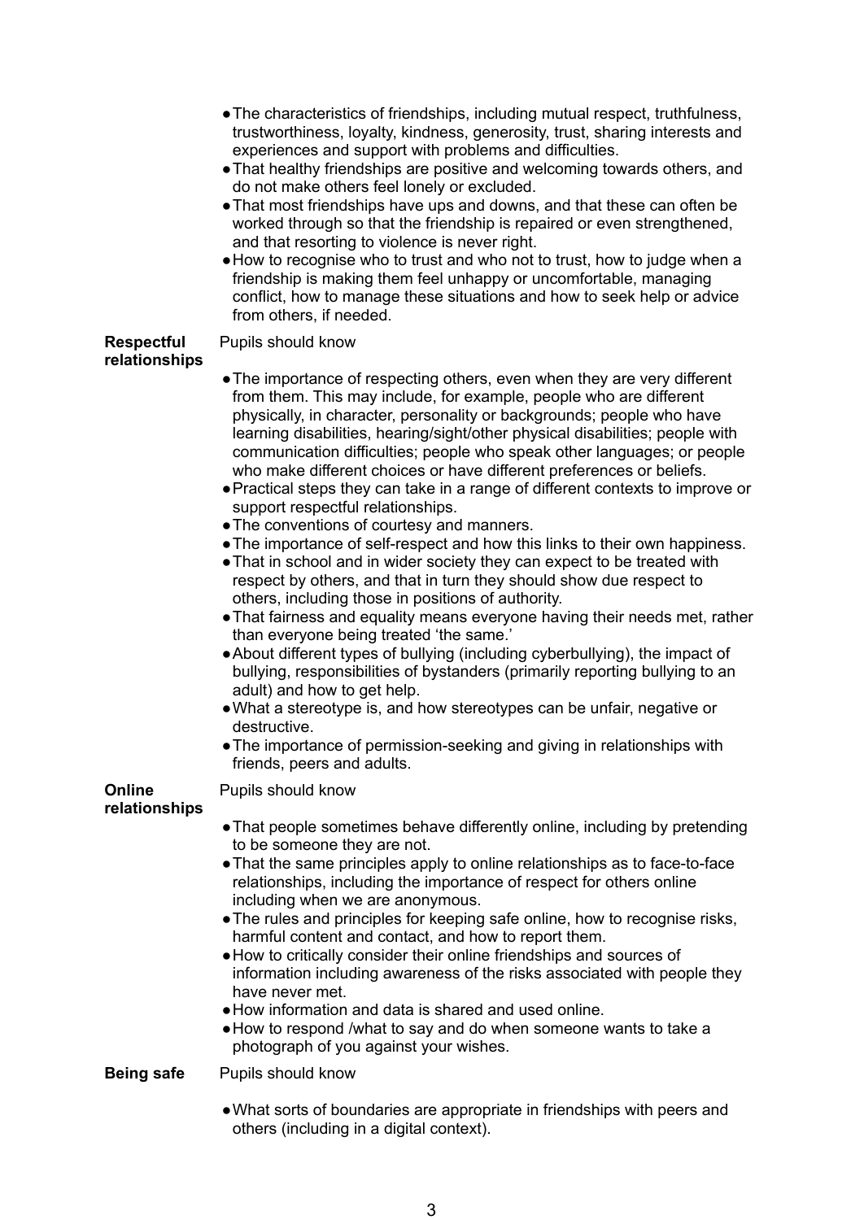- The characteristics of friendships, including mutual respect, truthfulness, trustworthiness, loyalty, kindness, generosity, trust, sharing interests and experiences and support with problems and difficulties.
- That healthy friendships are positive and welcoming towards others, and do not make others feel lonely or excluded.
- That most friendships have ups and downs, and that these can often be worked through so that the friendship is repaired or even strengthened, and that resorting to violence is never right.
- How to recognise who to trust and who not to trust, how to judge when a friendship is making them feel unhappy or uncomfortable, managing conflict, how to manage these situations and how to seek help or advice from others, if needed.

**Respectful relationships**

Pupils should know

- The importance of respecting others, even when they are very different from them. This may include, for example, people who are different physically, in character, personality or backgrounds; people who have learning disabilities, hearing/sight/other physical disabilities; people with communication difficulties; people who speak other languages; or people who make different choices or have different preferences or beliefs.
- Practical steps they can take in a range of different contexts to improve or support respectful relationships.
- The conventions of courtesy and manners.
- The importance of self-respect and how this links to their own happiness.
- That in school and in wider society they can expect to be treated with respect by others, and that in turn they should show due respect to others, including those in positions of authority.
- That fairness and equality means everyone having their needs met, rather than everyone being treated 'the same.'
- About different types of bullying (including cyberbullying), the impact of bullying, responsibilities of bystanders (primarily reporting bullying to an adult) and how to get help.
- What a stereotype is, and how stereotypes can be unfair, negative or destructive.
- The importance of permission-seeking and giving in relationships with friends, peers and adults.

**Online relationships**

Pupils should know

- That people sometimes behave differently online, including by pretending to be someone they are not.
- That the same principles apply to online relationships as to face-to-face relationships, including the importance of respect for others online including when we are anonymous.
- The rules and principles for keeping safe online, how to recognise risks, harmful content and contact, and how to report them.
- How to critically consider their online friendships and sources of information including awareness of the risks associated with people they have never met.
- How information and data is shared and used online.
- How to respond /what to say and do when someone wants to take a photograph of you against your wishes.

**Being safe**

Pupils should know

- What sorts of boundaries are appropriate in friendships with peers and others (including in a digital context).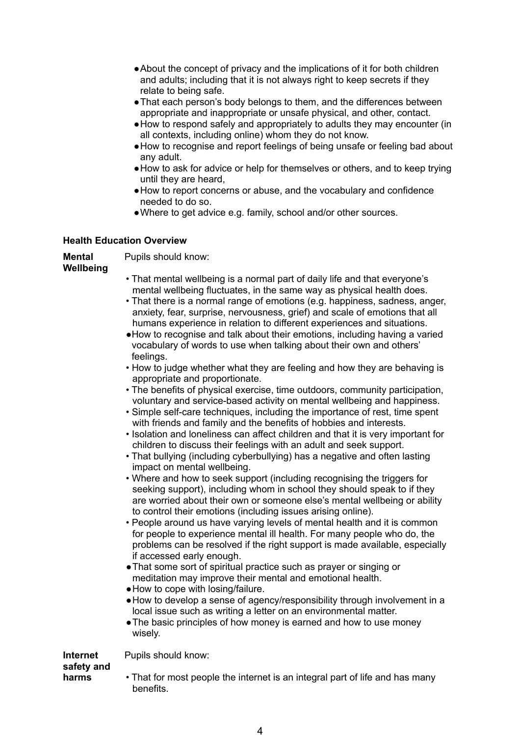- About the concept of privacy and the implications of it for both children and adults; including that it is not always right to keep secrets if they relate to being safe.
- That each person's body belongs to them, and the differences between appropriate and inappropriate or unsafe physical, and other, contact.
- How to respond safely and appropriately to adults they may encounter (in all contexts, including online) whom they do not know.
- How to recognise and report feelings of being unsafe or feeling bad about any adult.
- How to ask for advice or help for themselves or others, and to keep trying until they are heard,
- How to report concerns or abuse, and the vocabulary and confidence needed to do so.
- Where to get advice e.g. family, school and/or other sources.

**Health Education Overview**

**Mental Wellbeing**

Pupils should know:

- That mental wellbeing is a normal part of daily life and that everyone's mental wellbeing fluctuates, in the same way as physical health does.
- That there is a normal range of emotions (e.g. happiness, sadness, anger, anxiety, fear, surprise, nervousness, grief) and scale of emotions that all humans experience in relation to different experiences and situations.
- How to recognise and talk about their emotions, including having a varied vocabulary of words to use when talking about their own and others' feelings.
- How to judge whether what they are feeling and how they are behaving is appropriate and proportionate.
- The benefits of physical exercise, time outdoors, community participation, voluntary and service-based activity on mental wellbeing and happiness.
- Simple self-care techniques, including the importance of rest, time spent with friends and family and the benefits of hobbies and interests.
- Isolation and loneliness can affect children and that it is very important for children to discuss their feelings with an adult and seek support.
- That bullying (including cyberbullying) has a negative and often lasting impact on mental wellbeing.
- Where and how to seek support (including recognising the triggers for seeking support), including whom in school they should speak to if they are worried about their own or someone else's mental wellbeing or ability to control their emotions (including issues arising online).
- People around us have varying levels of mental health and it is common for people to experience mental ill health. For many people who do, the problems can be resolved if the right support is made available, especially if accessed early enough.
- That some sort of spiritual practice such as prayer or singing or meditation may improve their mental and emotional health.
- How to cope with losing/failure.
- How to develop a sense of agency/responsibility through involvement in a local issue such as writing a letter on an environmental matter.
- The basic principles of how money is earned and how to use money wisely.

**Internet safety and harms**

Pupils should know:

- That for most people the internet is an integral part of life and has many benefits.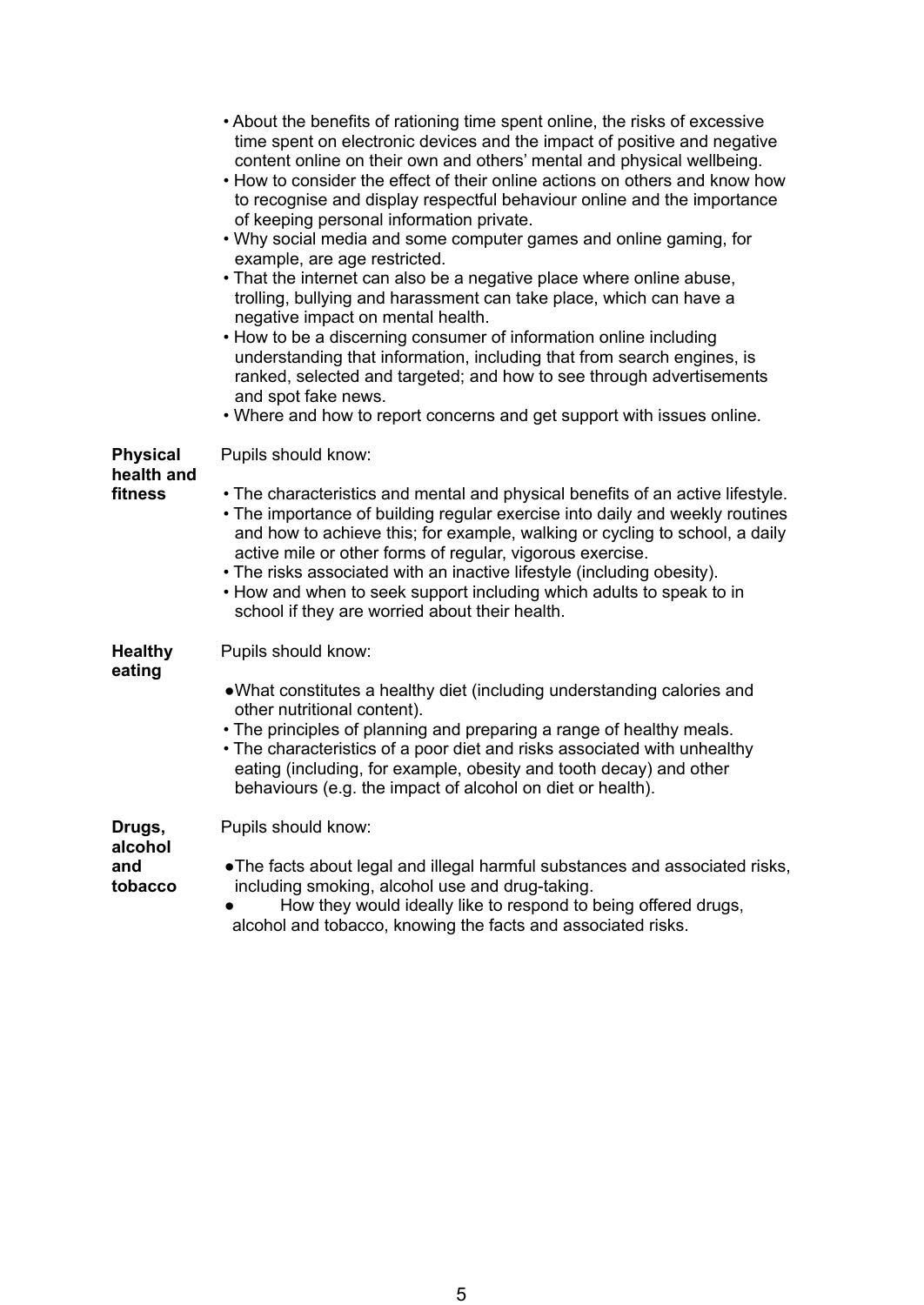| | |
|---|---|
| | • About the benefits of rationing time spent online, the risks of excessive time spent on electronic devices and the impact of positive and negative content online on their own and others' mental and physical wellbeing.<br>• How to consider the effect of their online actions on others and know how to recognise and display respectful behaviour online and the importance of keeping personal information private.<br>• Why social media and some computer games and online gaming, for example, are age restricted.<br>• That the internet can also be a negative place where online abuse, trolling, bullying and harassment can take place, which can have a negative impact on mental health.<br>• How to be a discerning consumer of information online including understanding that information, including that from search engines, is ranked, selected and targeted; and how to see through advertisements and spot fake news.<br>• Where and how to report concerns and get support with issues online. |
| **Physical health and fitness** | Pupils should know:<br><br>• The characteristics and mental and physical benefits of an active lifestyle.<br>• The importance of building regular exercise into daily and weekly routines and how to achieve this; for example, walking or cycling to school, a daily active mile or other forms of regular, vigorous exercise.<br>• The risks associated with an inactive lifestyle (including obesity).<br>• How and when to seek support including which adults to speak to in school if they are worried about their health. |
| **Healthy eating** | Pupils should know:<br><br>● What constitutes a healthy diet (including understanding calories and other nutritional content).<br>• The principles of planning and preparing a range of healthy meals.<br>• The characteristics of a poor diet and risks associated with unhealthy eating (including, for example, obesity and tooth decay) and other behaviours (e.g. the impact of alcohol on diet or health). |
| **Drugs, alcohol and tobacco** | Pupils should know:<br><br>● The facts about legal and illegal harmful substances and associated risks, including smoking, alcohol use and drug-taking.<br>● How they would ideally like to respond to being offered drugs, alcohol and tobacco, knowing the facts and associated risks. |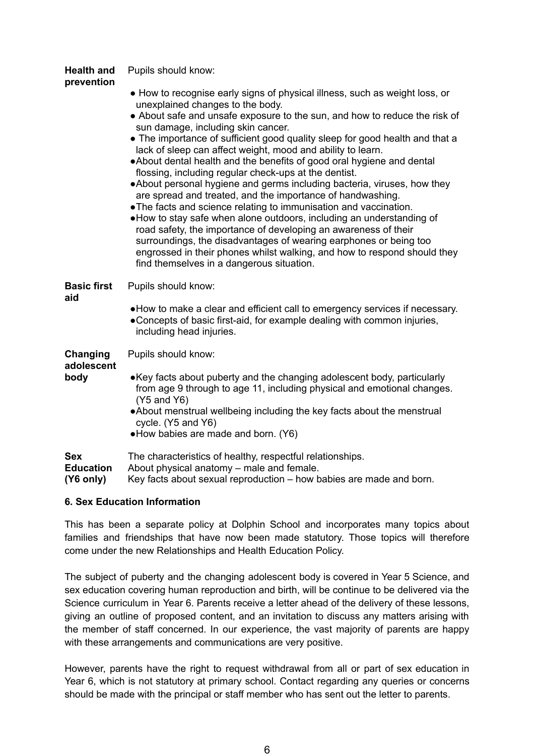| | |
|---|---|
| **Health and prevention** | Pupils should know:<br>● How to recognise early signs of physical illness, such as weight loss, or unexplained changes to the body.<br>● About safe and unsafe exposure to the sun, and how to reduce the risk of sun damage, including skin cancer.<br>● The importance of sufficient good quality sleep for good health and that a lack of sleep can affect weight, mood and ability to learn.<br>● About dental health and the benefits of good oral hygiene and dental flossing, including regular check-ups at the dentist.<br>● About personal hygiene and germs including bacteria, viruses, how they are spread and treated, and the importance of handwashing.<br>● The facts and science relating to immunisation and vaccination.<br>● How to stay safe when alone outdoors, including an understanding of road safety, the importance of developing an awareness of their surroundings, the disadvantages of wearing earphones or being too engrossed in their phones whilst walking, and how to respond should they find themselves in a dangerous situation. |
| **Basic first aid** | Pupils should know:<br>● How to make a clear and efficient call to emergency services if necessary.<br>● Concepts of basic first-aid, for example dealing with common injuries, including head injuries. |
| **Changing adolescent body** | Pupils should know:<br>● Key facts about puberty and the changing adolescent body, particularly from age 9 through to age 11, including physical and emotional changes. (Y5 and Y6)<br>● About menstrual wellbeing including the key facts about the menstrual cycle. (Y5 and Y6)<br>● How babies are made and born. (Y6) |
| **Sex Education (Y6 only)** | The characteristics of healthy, respectful relationships.<br>About physical anatomy – male and female.<br>Key facts about sexual reproduction – how babies are made and born. |

**6. Sex Education Information**

This has been a separate policy at Dolphin School and incorporates many topics about families and friendships that have now been made statutory. Those topics will therefore come under the new Relationships and Health Education Policy.

The subject of puberty and the changing adolescent body is covered in Year 5 Science, and sex education covering human reproduction and birth, will be continue to be delivered via the Science curriculum in Year 6. Parents receive a letter ahead of the delivery of these lessons, giving an outline of proposed content, and an invitation to discuss any matters arising with the member of staff concerned. In our experience, the vast majority of parents are happy with these arrangements and communications are very positive.

However, parents have the right to request withdrawal from all or part of sex education in Year 6, which is not statutory at primary school. Contact regarding any queries or concerns should be made with the principal or staff member who has sent out the letter to parents.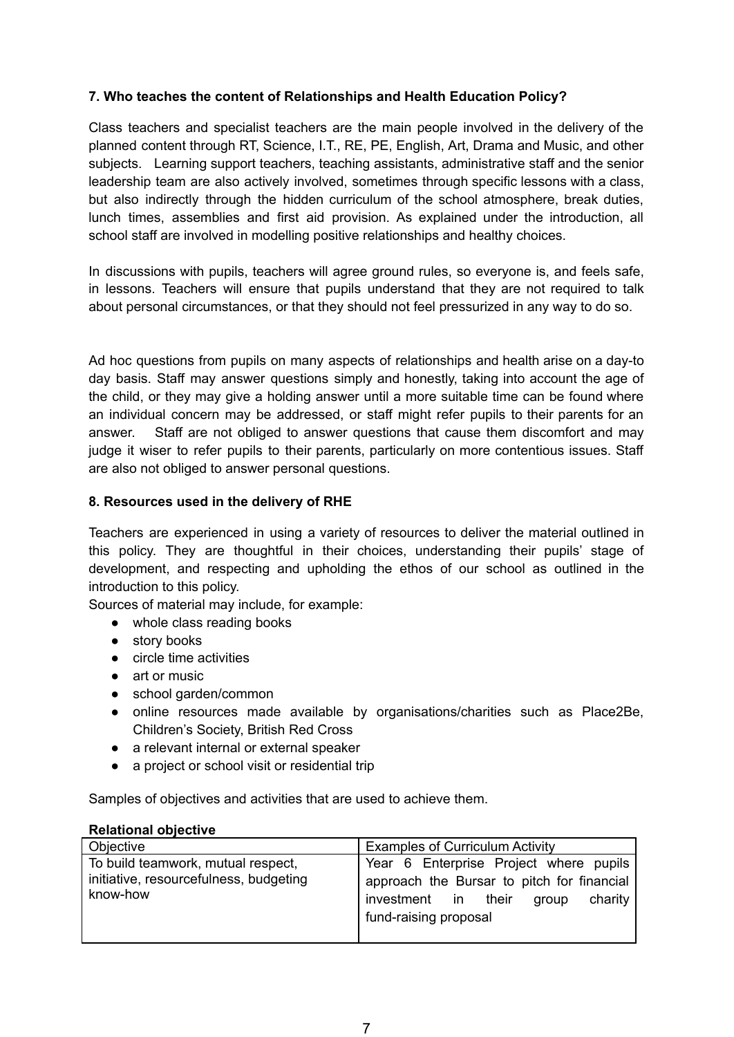**7. Who teaches the content of Relationships and Health Education Policy?**

Class teachers and specialist teachers are the main people involved in the delivery of the planned content through RT, Science, I.T., RE, PE, English, Art, Drama and Music, and other subjects. Learning support teachers, teaching assistants, administrative staff and the senior leadership team are also actively involved, sometimes through specific lessons with a class, but also indirectly through the hidden curriculum of the school atmosphere, break duties, lunch times, assemblies and first aid provision. As explained under the introduction, all school staff are involved in modelling positive relationships and healthy choices.

In discussions with pupils, teachers will agree ground rules, so everyone is, and feels safe, in lessons. Teachers will ensure that pupils understand that they are not required to talk about personal circumstances, or that they should not feel pressurized in any way to do so.

Ad hoc questions from pupils on many aspects of relationships and health arise on a day-to day basis. Staff may answer questions simply and honestly, taking into account the age of the child, or they may give a holding answer until a more suitable time can be found where an individual concern may be addressed, or staff might refer pupils to their parents for an answer. Staff are not obliged to answer questions that cause them discomfort and may judge it wiser to refer pupils to their parents, particularly on more contentious issues. Staff are also not obliged to answer personal questions.

**8. Resources used in the delivery of RHE**

Teachers are experienced in using a variety of resources to deliver the material outlined in this policy. They are thoughtful in their choices, understanding their pupils' stage of development, and respecting and upholding the ethos of our school as outlined in the introduction to this policy.

Sources of material may include, for example:

- whole class reading books
- story books
- circle time activities
- art or music
- school garden/common
- online resources made available by organisations/charities such as Place2Be, Children's Society, British Red Cross
- a relevant internal or external speaker
- a project or school visit or residential trip

Samples of objectives and activities that are used to achieve them.

**Relational objective**

| Objective | Examples of Curriculum Activity |
|---|---|
| To build teamwork, mutual respect, initiative, resourcefulness, budgeting know-how | Year 6 Enterprise Project where pupils approach the Bursar to pitch for financial investment in their group charity fund-raising proposal |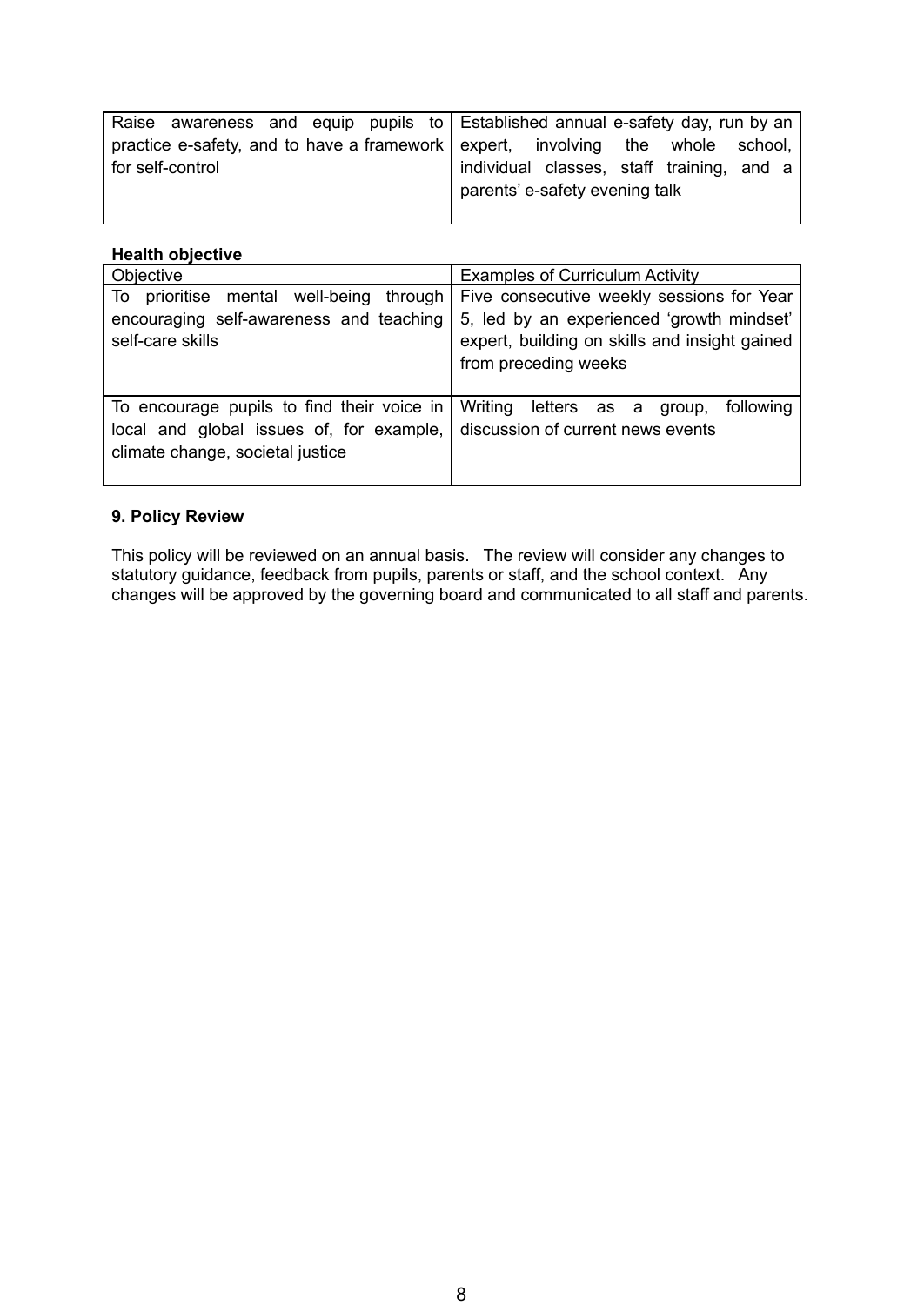| | |
|---|---|
| Raise awareness and equip pupils to practice e-safety, and to have a framework for self-control | Established annual e-safety day, run by an expert, involving the whole school, individual classes, staff training, and a parents' e-safety evening talk |

**Health objective**

| Objective | Examples of Curriculum Activity |
|---|---|
| To prioritise mental well-being through encouraging self-awareness and teaching self-care skills | Five consecutive weekly sessions for Year 5, led by an experienced 'growth mindset' expert, building on skills and insight gained from preceding weeks |
| To encourage pupils to find their voice in local and global issues of, for example, climate change, societal justice | Writing letters as a group, following discussion of current news events |

**9. Policy Review**

This policy will be reviewed on an annual basis. The review will consider any changes to statutory guidance, feedback from pupils, parents or staff, and the school context. Any changes will be approved by the governing board and communicated to all staff and parents.